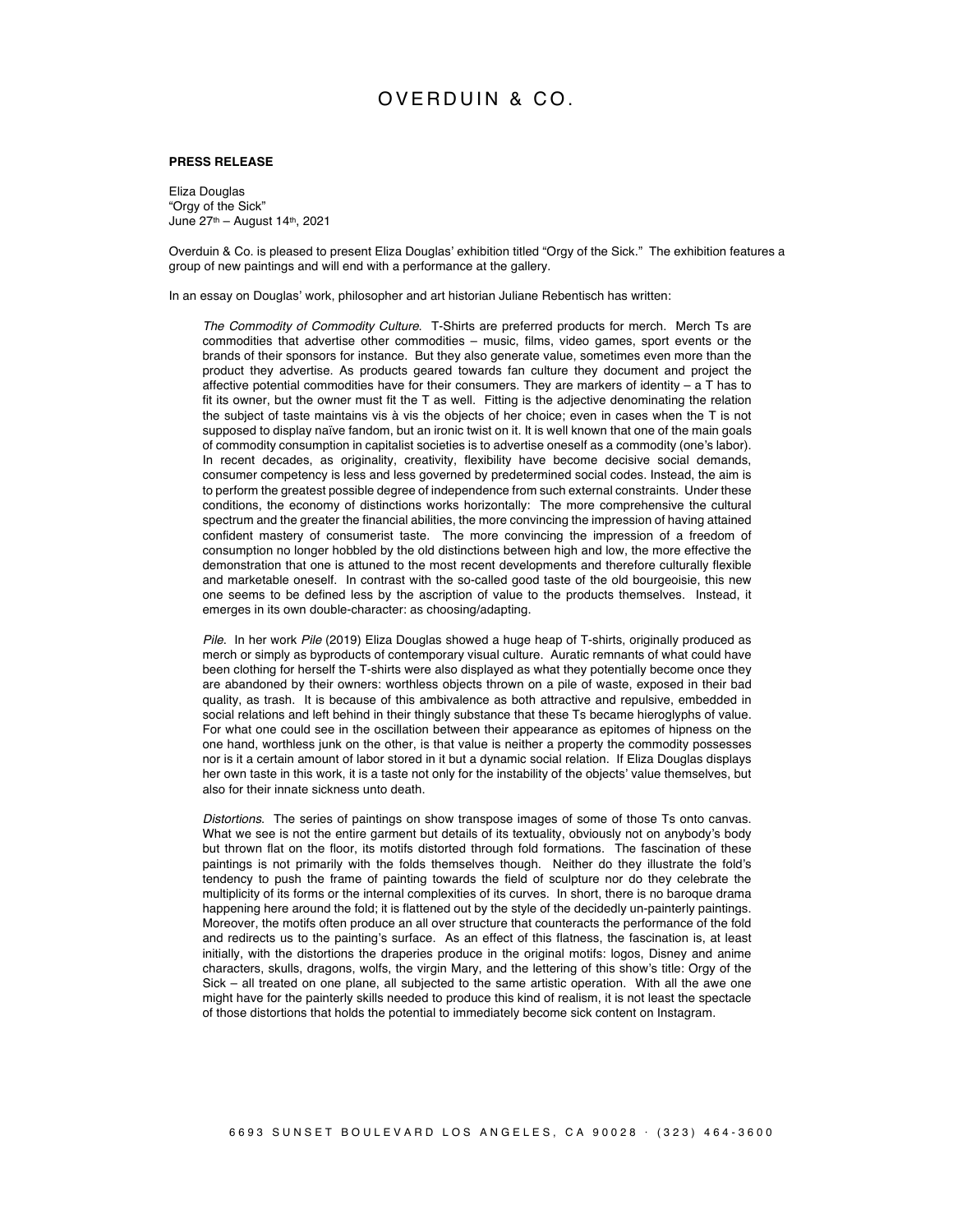# OVERDUIN & CO.

**PRESS RELEASE**

Eliza Douglas
"Orgy of the Sick"
June 27th – August 14th, 2021

Overduin & Co. is pleased to present Eliza Douglas' exhibition titled "Orgy of the Sick." The exhibition features a group of new paintings and will end with a performance at the gallery.

In an essay on Douglas' work, philosopher and art historian Juliane Rebentisch has written:

> *The Commodity of Commodity Culture*. T-Shirts are preferred products for merch. Merch Ts are commodities that advertise other commodities – music, films, video games, sport events or the brands of their sponsors for instance. But they also generate value, sometimes even more than the product they advertise. As products geared towards fan culture they document and project the affective potential commodities have for their consumers. They are markers of identity – a T has to fit its owner, but the owner must fit the T as well. Fitting is the adjective denominating the relation the subject of taste maintains vis à vis the objects of her choice; even in cases when the T is not supposed to display naïve fandom, but an ironic twist on it. It is well known that one of the main goals of commodity consumption in capitalist societies is to advertise oneself as a commodity (one's labor). In recent decades, as originality, creativity, flexibility have become decisive social demands, consumer competency is less and less governed by predetermined social codes. Instead, the aim is to perform the greatest possible degree of independence from such external constraints. Under these conditions, the economy of distinctions works horizontally: The more comprehensive the cultural spectrum and the greater the financial abilities, the more convincing the impression of having attained confident mastery of consumerist taste. The more convincing the impression of a freedom of consumption no longer hobbled by the old distinctions between high and low, the more effective the demonstration that one is attuned to the most recent developments and therefore culturally flexible and marketable oneself. In contrast with the so-called good taste of the old bourgeoisie, this new one seems to be defined less by the ascription of value to the products themselves. Instead, it emerges in its own double-character: as choosing/adapting.
>
> *Pile*. In her work *Pile* (2019) Eliza Douglas showed a huge heap of T-shirts, originally produced as merch or simply as byproducts of contemporary visual culture. Auratic remnants of what could have been clothing for herself the T-shirts were also displayed as what they potentially become once they are abandoned by their owners: worthless objects thrown on a pile of waste, exposed in their bad quality, as trash. It is because of this ambivalence as both attractive and repulsive, embedded in social relations and left behind in their thingly substance that these Ts became hieroglyphs of value. For what one could see in the oscillation between their appearance as epitomes of hipness on the one hand, worthless junk on the other, is that value is neither a property the commodity possesses nor is it a certain amount of labor stored in it but a dynamic social relation. If Eliza Douglas displays her own taste in this work, it is a taste not only for the instability of the objects' value themselves, but also for their innate sickness unto death.
>
> *Distortions*. The series of paintings on show transpose images of some of those Ts onto canvas. What we see is not the entire garment but details of its textuality, obviously not on anybody's body but thrown flat on the floor, its motifs distorted through fold formations. The fascination of these paintings is not primarily with the folds themselves though. Neither do they illustrate the fold's tendency to push the frame of painting towards the field of sculpture nor do they celebrate the multiplicity of its forms or the internal complexities of its curves. In short, there is no baroque drama happening here around the fold; it is flattened out by the style of the decidedly un-painterly paintings. Moreover, the motifs often produce an all over structure that counteracts the performance of the fold and redirects us to the painting's surface. As an effect of this flatness, the fascination is, at least initially, with the distortions the draperies produce in the original motifs: logos, Disney and anime characters, skulls, dragons, wolfs, the virgin Mary, and the lettering of this show's title: Orgy of the Sick – all treated on one plane, all subjected to the same artistic operation. With all the awe one might have for the painterly skills needed to produce this kind of realism, it is not least the spectacle of those distortions that holds the potential to immediately become sick content on Instagram.

6693 SUNSET BOULEVARD LOS ANGELES, CA 90028 · (323) 464-3600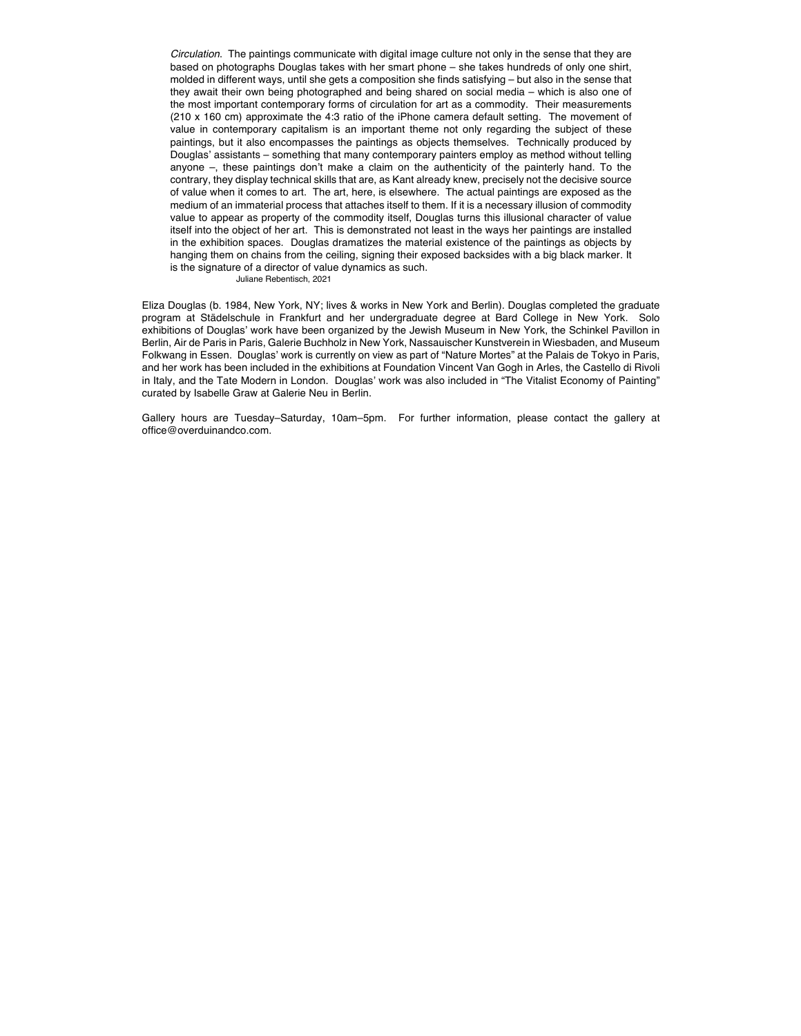*Circulation*. The paintings communicate with digital image culture not only in the sense that they are based on photographs Douglas takes with her smart phone – she takes hundreds of only one shirt, molded in different ways, until she gets a composition she finds satisfying – but also in the sense that they await their own being photographed and being shared on social media – which is also one of the most important contemporary forms of circulation for art as a commodity. Their measurements (210 x 160 cm) approximate the 4:3 ratio of the iPhone camera default setting. The movement of value in contemporary capitalism is an important theme not only regarding the subject of these paintings, but it also encompasses the paintings as objects themselves. Technically produced by Douglas' assistants – something that many contemporary painters employ as method without telling anyone –, these paintings don't make a claim on the authenticity of the painterly hand. To the contrary, they display technical skills that are, as Kant already knew, precisely not the decisive source of value when it comes to art. The art, here, is elsewhere. The actual paintings are exposed as the medium of an immaterial process that attaches itself to them. If it is a necessary illusion of commodity value to appear as property of the commodity itself, Douglas turns this illusional character of value itself into the object of her art. This is demonstrated not least in the ways her paintings are installed in the exhibition spaces. Douglas dramatizes the material existence of the paintings as objects by hanging them on chains from the ceiling, signing their exposed backsides with a big black marker. It is the signature of a director of value dynamics as such.

Juliane Rebentisch, 2021

Eliza Douglas (b. 1984, New York, NY; lives & works in New York and Berlin). Douglas completed the graduate program at Städelschule in Frankfurt and her undergraduate degree at Bard College in New York. Solo exhibitions of Douglas' work have been organized by the Jewish Museum in New York, the Schinkel Pavillon in Berlin, Air de Paris in Paris, Galerie Buchholz in New York, Nassauischer Kunstverein in Wiesbaden, and Museum Folkwang in Essen. Douglas' work is currently on view as part of "Nature Mortes" at the Palais de Tokyo in Paris, and her work has been included in the exhibitions at Foundation Vincent Van Gogh in Arles, the Castello di Rivoli in Italy, and the Tate Modern in London. Douglas' work was also included in "The Vitalist Economy of Painting" curated by Isabelle Graw at Galerie Neu in Berlin.

Gallery hours are Tuesday–Saturday, 10am–5pm. For further information, please contact the gallery at office@overduinandco.com.